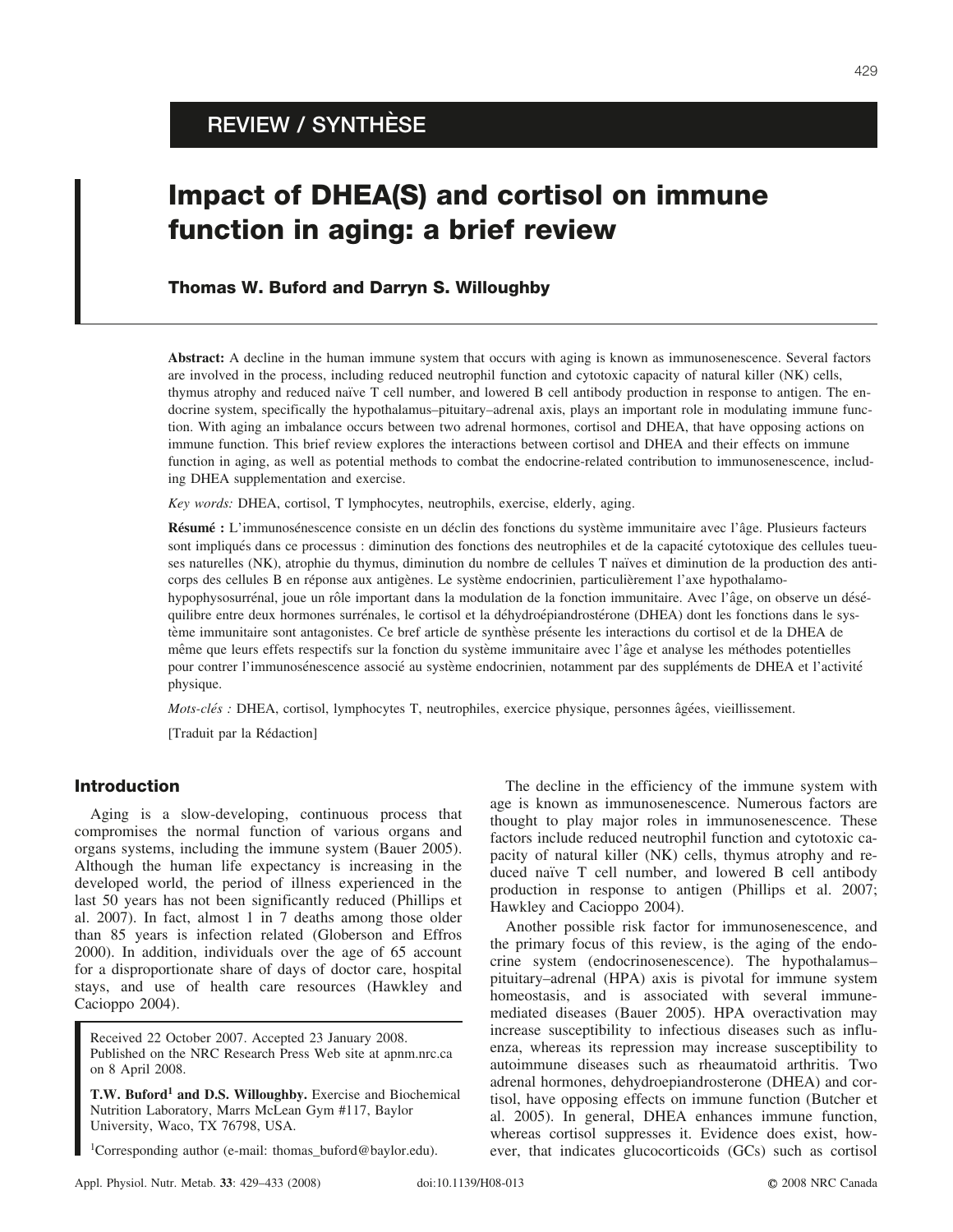REVIEW / SYNTHÈSE

# Impact of DHEA(S) and cortisol on immune function in aging: a brief review

**Thomas W. Buford and Darryn S. Willoughby**

**Abstract:** A decline in the human immune system that occurs with aging is known as immunosenescence. Several factors are involved in the process, including reduced neutrophil function and cytotoxic capacity of natural killer (NK) cells, thymus atrophy and reduced naïve T cell number, and lowered B cell antibody production in response to antigen. The endocrine system, specifically the hypothalamus–pituitary–adrenal axis, plays an important role in modulating immune function. With aging an imbalance occurs between two adrenal hormones, cortisol and DHEA, that have opposing actions on immune function. This brief review explores the interactions between cortisol and DHEA and their effects on immune function in aging, as well as potential methods to combat the endocrine-related contribution to immunosenescence, including DHEA supplementation and exercise.

*Key words:* DHEA, cortisol, T lymphocytes, neutrophils, exercise, elderly, aging.

**Résumé :** L'immunosénescence consiste en un déclin des fonctions du système immunitaire avec l'âge. Plusieurs facteurs sont impliqués dans ce processus : diminution des fonctions des neutrophiles et de la capacité cytotoxique des cellules tueuses naturelles (NK), atrophie du thymus, diminution du nombre de cellules T naïves et diminution de la production des anticorps des cellules B en réponse aux antigènes. Le système endocrinien, particulièrement l'axe hypothalamo-hypophysosurrénal, joue un rôle important dans la modulation de la fonction immunitaire. Avec l'âge, on observe un déséquilibre entre deux hormones surrénales, le cortisol et la déhydroépiandrostérone (DHEA) dont les fonctions dans le système immunitaire sont antagonistes. Ce bref article de synthèse présente les interactions du cortisol et de la DHEA de même que leurs effets respectifs sur la fonction du système immunitaire avec l'âge et analyse les méthodes potentielles pour contrer l'immunosénescence associé au système endocrinien, notamment par des suppléments de DHEA et l'activité physique.

*Mots-clés :* DHEA, cortisol, lymphocytes T, neutrophiles, exercice physique, personnes âgées, vieillissement.

[Traduit par la Rédaction]

## Introduction

Aging is a slow-developing, continuous process that compromises the normal function of various organs and organs systems, including the immune system (Bauer 2005). Although the human life expectancy is increasing in the developed world, the period of illness experienced in the last 50 years has not been significantly reduced (Phillips et al. 2007). In fact, almost 1 in 7 deaths among those older than 85 years is infection related (Globerson and Effros 2000). In addition, individuals over the age of 65 account for a disproportionate share of days of doctor care, hospital stays, and use of health care resources (Hawkley and Cacioppo 2004).

The decline in the efficiency of the immune system with age is known as immunosenescence. Numerous factors are thought to play major roles in immunosenescence. These factors include reduced neutrophil function and cytotoxic capacity of natural killer (NK) cells, thymus atrophy and reduced naïve T cell number, and lowered B cell antibody production in response to antigen (Phillips et al. 2007; Hawkley and Cacioppo 2004).

Another possible risk factor for immunosenescence, and the primary focus of this review, is the aging of the endocrine system (endocrinosenescence). The hypothalamus–pituitary–adrenal (HPA) axis is pivotal for immune system homeostasis, and is associated with several immune-mediated diseases (Bauer 2005). HPA overactivation may increase susceptibility to infectious diseases such as influenza, whereas its repression may increase susceptibility to autoimmune diseases such as rheumatoid arthritis. Two adrenal hormones, dehydroepiandrosterone (DHEA) and cortisol, have opposing effects on immune function (Butcher et al. 2005). In general, DHEA enhances immune function, whereas cortisol suppresses it. Evidence does exist, however, that indicates glucocorticoids (GCs) such as cortisol

Received 22 October 2007. Accepted 23 January 2008. Published on the NRC Research Press Web site at apnm.nrc.ca on 8 April 2008.

**T.W. Buford[1] and D.S. Willoughby.** Exercise and Biochemical Nutrition Laboratory, Marrs McLean Gym #117, Baylor University, Waco, TX 76798, USA.

[1]Corresponding author (e-mail: thomas_buford@baylor.edu).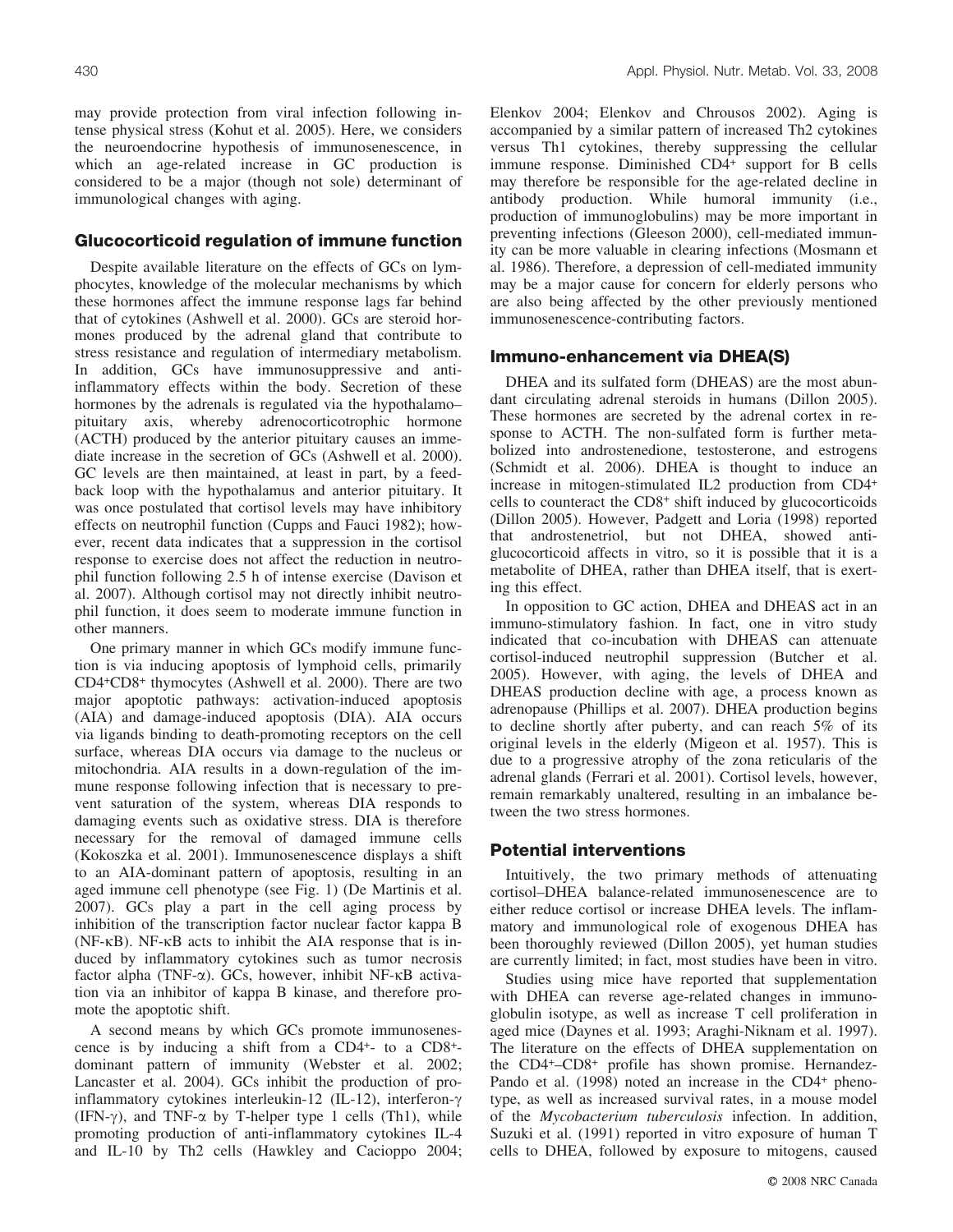may provide protection from viral infection following intense physical stress (Kohut et al. 2005). Here, we considers the neuroendocrine hypothesis of immunosenescence, in which an age-related increase in GC production is considered to be a major (though not sole) determinant of immunological changes with aging.

## Glucocorticoid regulation of immune function

Despite available literature on the effects of GCs on lymphocytes, knowledge of the molecular mechanisms by which these hormones affect the immune response lags far behind that of cytokines (Ashwell et al. 2000). GCs are steroid hormones produced by the adrenal gland that contribute to stress resistance and regulation of intermediary metabolism. In addition, GCs have immunosuppressive and anti-inflammatory effects within the body. Secretion of these hormones by the adrenals is regulated via the hypothalamo–pituitary axis, whereby adrenocorticotrophic hormone (ACTH) produced by the anterior pituitary causes an immediate increase in the secretion of GCs (Ashwell et al. 2000). GC levels are then maintained, at least in part, by a feedback loop with the hypothalamus and anterior pituitary. It was once postulated that cortisol levels may have inhibitory effects on neutrophil function (Cupps and Fauci 1982); however, recent data indicates that a suppression in the cortisol response to exercise does not affect the reduction in neutrophil function following 2.5 h of intense exercise (Davison et al. 2007). Although cortisol may not directly inhibit neutrophil function, it does seem to moderate immune function in other manners.

One primary manner in which GCs modify immune function is via inducing apoptosis of lymphoid cells, primarily $CD4^+CD8^+$ thymocytes (Ashwell et al. 2000). There are two major apoptotic pathways: activation-induced apoptosis (AIA) and damage-induced apoptosis (DIA). AIA occurs via ligands binding to death-promoting receptors on the cell surface, whereas DIA occurs via damage to the nucleus or mitochondria. AIA results in a down-regulation of the immune response following infection that is necessary to prevent saturation of the system, whereas DIA responds to damaging events such as oxidative stress. DIA is therefore necessary for the removal of damaged immune cells (Kokoszka et al. 2001). Immunosenescence displays a shift to an AIA-dominant pattern of apoptosis, resulting in an aged immune cell phenotype (see Fig. 1) (De Martinis et al. 2007). GCs play a part in the cell aging process by inhibition of the transcription factor nuclear factor kappa B (NF-κB). NF-κB acts to inhibit the AIA response that is induced by inflammatory cytokines such as tumor necrosis factor alpha (TNF-α). GCs, however, inhibit NF-κB activation via an inhibitor of kappa B kinase, and therefore promote the apoptotic shift.

A second means by which GCs promote immunosenescence is by inducing a shift from a $CD4^+$- to a $CD8^+$-dominant pattern of immunity (Webster et al. 2002; Lancaster et al. 2004). GCs inhibit the production of pro-inflammatory cytokines interleukin-12 (IL-12), interferon-γ (IFN-γ), and TNF-α by T-helper type 1 cells (Th1), while promoting production of anti-inflammatory cytokines IL-4 and IL-10 by Th2 cells (Hawkley and Cacioppo 2004; Elenkov 2004; Elenkov and Chrousos 2002). Aging is accompanied by a similar pattern of increased Th2 cytokines versus Th1 cytokines, thereby suppressing the cellular immune response. Diminished $CD4^+$ support for B cells may therefore be responsible for the age-related decline in antibody production. While humoral immunity (i.e., production of immunoglobulins) may be more important in preventing infections (Gleeson 2000), cell-mediated immunity can be more valuable in clearing infections (Mosmann et al. 1986). Therefore, a depression of cell-mediated immunity may be a major cause for concern for elderly persons who are also being affected by the other previously mentioned immunosenescence-contributing factors.

## Immuno-enhancement via DHEA(S)

DHEA and its sulfated form (DHEAS) are the most abundant circulating adrenal steroids in humans (Dillon 2005). These hormones are secreted by the adrenal cortex in response to ACTH. The non-sulfated form is further metabolized into androstenedione, testosterone, and estrogens (Schmidt et al. 2006). DHEA is thought to induce an increase in mitogen-stimulated IL2 production from $CD4^+$ cells to counteract the $CD8^+$ shift induced by glucocorticoids (Dillon 2005). However, Padgett and Loria (1998) reported that androstenetriol, but not DHEA, showed anti-glucocorticoid affects in vitro, so it is possible that it is a metabolite of DHEA, rather than DHEA itself, that is exerting this effect.

In opposition to GC action, DHEA and DHEAS act in an immuno-stimulatory fashion. In fact, one in vitro study indicated that co-incubation with DHEAS can attenuate cortisol-induced neutrophil suppression (Butcher et al. 2005). However, with aging, the levels of DHEA and DHEAS production decline with age, a process known as adrenopause (Phillips et al. 2007). DHEA production begins to decline shortly after puberty, and can reach 5% of its original levels in the elderly (Migeon et al. 1957). This is due to a progressive atrophy of the zona reticularis of the adrenal glands (Ferrari et al. 2001). Cortisol levels, however, remain remarkably unaltered, resulting in an imbalance between the two stress hormones.

## Potential interventions

Intuitively, the two primary methods of attenuating cortisol–DHEA balance-related immunosenescence are to either reduce cortisol or increase DHEA levels. The inflammatory and immunological role of exogenous DHEA has been thoroughly reviewed (Dillon 2005), yet human studies are currently limited; in fact, most studies have been in vitro.

Studies using mice have reported that supplementation with DHEA can reverse age-related changes in immunoglobulin isotype, as well as increase T cell proliferation in aged mice (Daynes et al. 1993; Araghi-Niknam et al. 1997). The literature on the effects of DHEA supplementation on the $CD4^+$–$CD8^+$ profile has shown promise. Hernandez-Pando et al. (1998) noted an increase in the $CD4^+$ phenotype, as well as increased survival rates, in a mouse model of the *Mycobacterium tuberculosis* infection. In addition, Suzuki et al. (1991) reported in vitro exposure of human T cells to DHEA, followed by exposure to mitogens, caused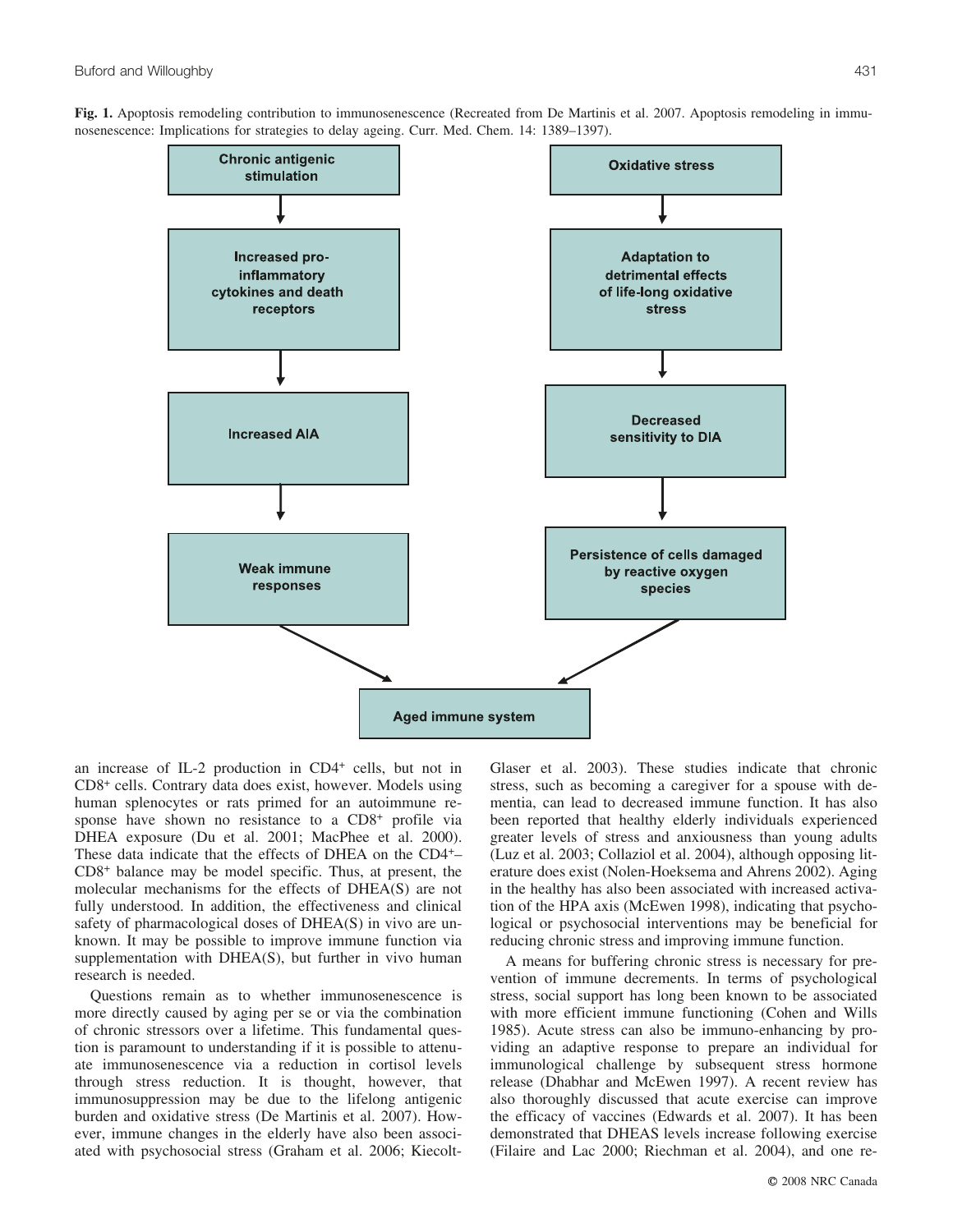**Fig. 1.** Apoptosis remodeling contribution to immunosenescence (Recreated from De Martinis et al. 2007. Apoptosis remodeling in immunosenescence: Implications for strategies to delay ageing. Curr. Med. Chem. 14: 1389–1397).

Chronic antigenic stimulation → Increased pro-inflammatory cytokines and death receptors → Increased AIA → Weak immune responses → Aged immune system

Oxidative stress → Adaptation to detrimental effects of life-long oxidative stress → Decreased sensitivity to DIA → Persistence of cells damaged by reactive oxygen species → Aged immune system

an increase of IL-2 production in CD4+ cells, but not in CD8+ cells. Contrary data does exist, however. Models using human splenocytes or rats primed for an autoimmune response have shown no resistance to a CD8+ profile via DHEA exposure (Du et al. 2001; MacPhee et al. 2000). These data indicate that the effects of DHEA on the CD4+–CD8+ balance may be model specific. Thus, at present, the molecular mechanisms for the effects of DHEA(S) are not fully understood. In addition, the effectiveness and clinical safety of pharmacological doses of DHEA(S) in vivo are unknown. It may be possible to improve immune function via supplementation with DHEA(S), but further in vivo human research is needed.

Questions remain as to whether immunosenescence is more directly caused by aging per se or via the combination of chronic stressors over a lifetime. This fundamental question is paramount to understanding if it is possible to attenuate immunosenescence via a reduction in cortisol levels through stress reduction. It is thought, however, that immunosuppression may be due to the lifelong antigenic burden and oxidative stress (De Martinis et al. 2007). However, immune changes in the elderly have also been associated with psychosocial stress (Graham et al. 2006; Kiecolt-Glaser et al. 2003). These studies indicate that chronic stress, such as becoming a caregiver for a spouse with dementia, can lead to decreased immune function. It has also been reported that healthy elderly individuals experienced greater levels of stress and anxiousness than young adults (Luz et al. 2003; Collaziol et al. 2004), although opposing literature does exist (Nolen-Hoeksema and Ahrens 2002). Aging in the healthy has also been associated with increased activation of the HPA axis (McEwen 1998), indicating that psychological or psychosocial interventions may be beneficial for reducing chronic stress and improving immune function.

A means for buffering chronic stress is necessary for prevention of immune decrements. In terms of psychological stress, social support has long been known to be associated with more efficient immune functioning (Cohen and Wills 1985). Acute stress can also be immuno-enhancing by providing an adaptive response to prepare an individual for immunological challenge by subsequent stress hormone release (Dhabhar and McEwen 1997). A recent review has also thoroughly discussed that acute exercise can improve the efficacy of vaccines (Edwards et al. 2007). It has been demonstrated that DHEAS levels increase following exercise (Filaire and Lac 2000; Riechman et al. 2004), and one re-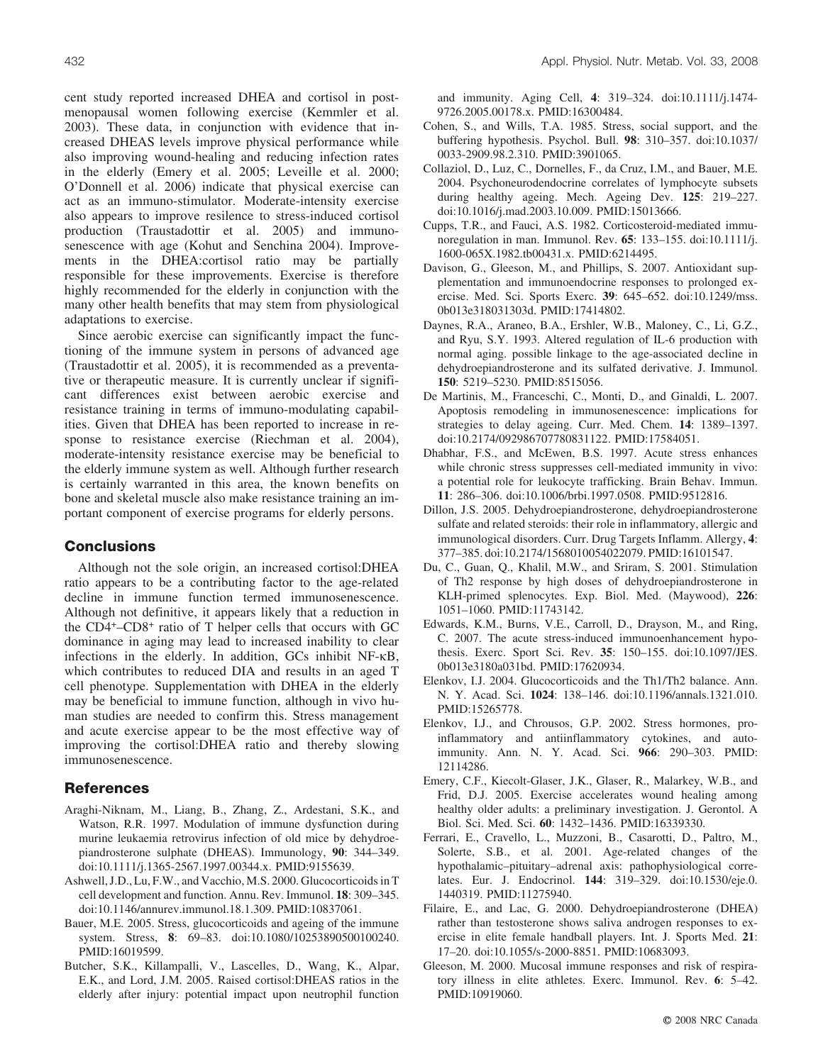cent study reported increased DHEA and cortisol in postmenopausal women following exercise (Kemmler et al. 2003). These data, in conjunction with evidence that increased DHEAS levels improve physical performance while also improving wound-healing and reducing infection rates in the elderly (Emery et al. 2005; Leveille et al. 2000; O'Donnell et al. 2006) indicate that physical exercise can act as an immuno-stimulator. Moderate-intensity exercise also appears to improve resilence to stress-induced cortisol production (Traustadottir et al. 2005) and immunosenescence with age (Kohut and Senchina 2004). Improvements in the DHEA:cortisol ratio may be partially responsible for these improvements. Exercise is therefore highly recommended for the elderly in conjunction with the many other health benefits that may stem from physiological adaptations to exercise.

Since aerobic exercise can significantly impact the functioning of the immune system in persons of advanced age (Traustadottir et al. 2005), it is recommended as a preventative or therapeutic measure. It is currently unclear if significant differences exist between aerobic exercise and resistance training in terms of immuno-modulating capabilities. Given that DHEA has been reported to increase in response to resistance exercise (Riechman et al. 2004), moderate-intensity resistance exercise may be beneficial to the elderly immune system as well. Although further research is certainly warranted in this area, the known benefits on bone and skeletal muscle also make resistance training an important component of exercise programs for elderly persons.

## Conclusions

Although not the sole origin, an increased cortisol:DHEA ratio appears to be a contributing factor to the age-related decline in immune function termed immunosenescence. Although not definitive, it appears likely that a reduction in the $CD4^{+}$–$CD8^{+}$ ratio of T helper cells that occurs with GC dominance in aging may lead to increased inability to clear infections in the elderly. In addition, GCs inhibit NF-κB, which contributes to reduced DIA and results in an aged T cell phenotype. Supplementation with DHEA in the elderly may be beneficial to immune function, although in vivo human studies are needed to confirm this. Stress management and acute exercise appear to be the most effective way of improving the cortisol:DHEA ratio and thereby slowing immunosenescence.

## References

Araghi-Niknam, M., Liang, B., Zhang, Z., Ardestani, S.K., and Watson, R.R. 1997. Modulation of immune dysfunction during murine leukaemia retrovirus infection of old mice by dehydroepiandrosterone sulphate (DHEAS). Immunology, **90**: 344–349. doi:10.1111/j.1365-2567.1997.00344.x. PMID:9155639.

Ashwell, J.D., Lu, F.W., and Vacchio, M.S. 2000. Glucocorticoids in T cell development and function. Annu. Rev. Immunol. **18**: 309–345. doi:10.1146/annurev.immunol.18.1.309. PMID:10837061.

Bauer, M.E. 2005. Stress, glucocorticoids and ageing of the immune system. Stress, **8**: 69–83. doi:10.1080/10253890500100240. PMID:16019599.

Butcher, S.K., Killampalli, V., Lascelles, D., Wang, K., Alpar, E.K., and Lord, J.M. 2005. Raised cortisol:DHEAS ratios in the elderly after injury: potential impact upon neutrophil function and immunity. Aging Cell, **4**: 319–324. doi:10.1111/j.1474-9726.2005.00178.x. PMID:16300484.

Cohen, S., and Wills, T.A. 1985. Stress, social support, and the buffering hypothesis. Psychol. Bull. **98**: 310–357. doi:10.1037/0033-2909.98.2.310. PMID:3901065.

Collaziol, D., Luz, C., Dornelles, F., da Cruz, I.M., and Bauer, M.E. 2004. Psychoneurodendocrine correlates of lymphocyte subsets during healthy ageing. Mech. Ageing Dev. **125**: 219–227. doi:10.1016/j.mad.2003.10.009. PMID:15013666.

Cupps, T.R., and Fauci, A.S. 1982. Corticosteroid-mediated immunoregulation in man. Immunol. Rev. **65**: 133–155. doi:10.1111/j.1600-065X.1982.tb00431.x. PMID:6214495.

Davison, G., Gleeson, M., and Phillips, S. 2007. Antioxidant supplementation and immunoendocrine responses to prolonged exercise. Med. Sci. Sports Exerc. **39**: 645–652. doi:10.1249/mss.0b013e318031303d. PMID:17414802.

Daynes, R.A., Araneo, B.A., Ershler, W.B., Maloney, C., Li, G.Z., and Ryu, S.Y. 1993. Altered regulation of IL-6 production with normal aging. possible linkage to the age-associated decline in dehydroepiandrosterone and its sulfated derivative. J. Immunol. **150**: 5219–5230. PMID:8515056.

De Martinis, M., Franceschi, C., Monti, D., and Ginaldi, L. 2007. Apoptosis remodeling in immunosenescence: implications for strategies to delay ageing. Curr. Med. Chem. **14**: 1389–1397. doi:10.2174/092986707780831122. PMID:17584051.

Dhabhar, F.S., and McEwen, B.S. 1997. Acute stress enhances while chronic stress suppresses cell-mediated immunity in vivo: a potential role for leukocyte trafficking. Brain Behav. Immun. **11**: 286–306. doi:10.1006/brbi.1997.0508. PMID:9512816.

Dillon, J.S. 2005. Dehydroepiandrosterone, dehydroepiandrosterone sulfate and related steroids: their role in inflammatory, allergic and immunological disorders. Curr. Drug Targets Inflamm. Allergy, **4**: 377–385. doi:10.2174/1568010054022079. PMID:16101547.

Du, C., Guan, Q., Khalil, M.W., and Sriram, S. 2001. Stimulation of Th2 response by high doses of dehydroepiandrosterone in KLH-primed splenocytes. Exp. Biol. Med. (Maywood), **226**: 1051–1060. PMID:11743142.

Edwards, K.M., Burns, V.E., Carroll, D., Drayson, M., and Ring, C. 2007. The acute stress-induced immunoenhancement hypothesis. Exerc. Sport Sci. Rev. **35**: 150–155. doi:10.1097/JES.0b013e3180a031bd. PMID:17620934.

Elenkov, I.J. 2004. Glucocorticoids and the Th1/Th2 balance. Ann. N. Y. Acad. Sci. **1024**: 138–146. doi:10.1196/annals.1321.010. PMID:15265778.

Elenkov, I.J., and Chrousos, G.P. 2002. Stress hormones, proinflammatory and antiinflammatory cytokines, and autoimmunity. Ann. N. Y. Acad. Sci. **966**: 290–303. PMID: 12114286.

Emery, C.F., Kiecolt-Glaser, J.K., Glaser, R., Malarkey, W.B., and Frid, D.J. 2005. Exercise accelerates wound healing among healthy older adults: a preliminary investigation. J. Gerontol. A Biol. Sci. Med. Sci. **60**: 1432–1436. PMID:16339330.

Ferrari, E., Cravello, L., Muzzoni, B., Casarotti, D., Paltro, M., Solerte, S.B., et al. 2001. Age-related changes of the hypothalamic–pituitary–adrenal axis: pathophysiological correlates. Eur. J. Endocrinol. **144**: 319–329. doi:10.1530/eje.0.1440319. PMID:11275940.

Filaire, E., and Lac, G. 2000. Dehydroepiandrosterone (DHEA) rather than testosterone shows saliva androgen responses to exercise in elite female handball players. Int. J. Sports Med. **21**: 17–20. doi:10.1055/s-2000-8851. PMID:10683093.

Gleeson, M. 2000. Mucosal immune responses and risk of respiratory illness in elite athletes. Exerc. Immunol. Rev. **6**: 5–42. PMID:10919060.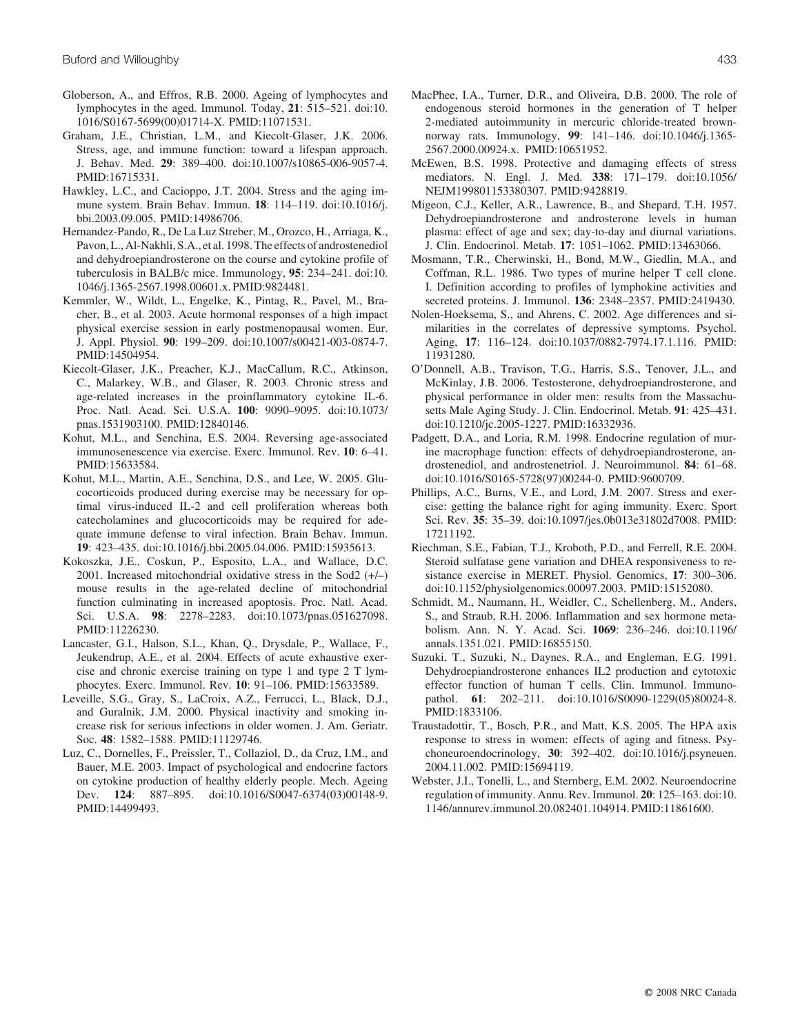Globerson, A., and Effros, R.B. 2000. Ageing of lymphocytes and lymphocytes in the aged. Immunol. Today, **21**: 515–521. doi:10.1016/S0167-5699(00)01714-X. PMID:11071531.

Graham, J.E., Christian, L.M., and Kiecolt-Glaser, J.K. 2006. Stress, age, and immune function: toward a lifespan approach. J. Behav. Med. **29**: 389–400. doi:10.1007/s10865-006-9057-4. PMID:16715331.

Hawkley, L.C., and Cacioppo, J.T. 2004. Stress and the aging immune system. Brain Behav. Immun. **18**: 114–119. doi:10.1016/j.bbi.2003.09.005. PMID:14986706.

Hernandez-Pando, R., De La Luz Streber, M., Orozco, H., Arriaga, K., Pavon, L., Al-Nakhli, S.A., et al. 1998. The effects of androstenediol and dehydroepiandrosterone on the course and cytokine profile of tuberculosis in BALB/c mice. Immunology, **95**: 234–241. doi:10.1046/j.1365-2567.1998.00601.x. PMID:9824481.

Kemmler, W., Wildt, L., Engelke, K., Pintag, R., Pavel, M., Bracher, B., et al. 2003. Acute hormonal responses of a high impact physical exercise session in early postmenopausal women. Eur. J. Appl. Physiol. **90**: 199–209. doi:10.1007/s00421-003-0874-7. PMID:14504954.

Kiecolt-Glaser, J.K., Preacher, K.J., MacCallum, R.C., Atkinson, C., Malarkey, W.B., and Glaser, R. 2003. Chronic stress and age-related increases in the proinflammatory cytokine IL-6. Proc. Natl. Acad. Sci. U.S.A. **100**: 9090–9095. doi:10.1073/pnas.1531903100. PMID:12840146.

Kohut, M.L., and Senchina, E.S. 2004. Reversing age-associated immunosenescence via exercise. Exerc. Immunol. Rev. **10**: 6–41. PMID:15633584.

Kohut, M.L., Martin, A.E., Senchina, D.S., and Lee, W. 2005. Glucocorticoids produced during exercise may be necessary for optimal virus-induced IL-2 and cell proliferation whereas both catecholamines and glucocorticoids may be required for adequate immune defense to viral infection. Brain Behav. Immun. **19**: 423–435. doi:10.1016/j.bbi.2005.04.006. PMID:15935613.

Kokoszka, J.E., Coskun, P., Esposito, L.A., and Wallace, D.C. 2001. Increased mitochondrial oxidative stress in the Sod2 (+/–) mouse results in the age-related decline of mitochondrial function culminating in increased apoptosis. Proc. Natl. Acad. Sci. U.S.A. **98**: 2278–2283. doi:10.1073/pnas.051627098. PMID:11226230.

Lancaster, G.I., Halson, S.L., Khan, Q., Drysdale, P., Wallace, F., Jeukendrup, A.E., et al. 2004. Effects of acute exhaustive exercise and chronic exercise training on type 1 and type 2 T lymphocytes. Exerc. Immunol. Rev. **10**: 91–106. PMID:15633589.

Leveille, S.G., Gray, S., LaCroix, A.Z., Ferrucci, L., Black, D.J., and Guralnik, J.M. 2000. Physical inactivity and smoking increase risk for serious infections in older women. J. Am. Geriatr. Soc. **48**: 1582–1588. PMID:11129746.

Luz, C., Dornelles, F., Preissler, T., Collaziol, D., da Cruz, I.M., and Bauer, M.E. 2003. Impact of psychological and endocrine factors on cytokine production of healthy elderly people. Mech. Ageing Dev. **124**: 887–895. doi:10.1016/S0047-6374(03)00148-9. PMID:14499493.

MacPhee, I.A., Turner, D.R., and Oliveira, D.B. 2000. The role of endogenous steroid hormones in the generation of T helper 2-mediated autoimmunity in mercuric chloride-treated brown-norway rats. Immunology, **99**: 141–146. doi:10.1046/j.1365-2567.2000.00924.x. PMID:10651952.

McEwen, B.S. 1998. Protective and damaging effects of stress mediators. N. Engl. J. Med. **338**: 171–179. doi:10.1056/NEJM199801153380307. PMID:9428819.

Migeon, C.J., Keller, A.R., Lawrence, B., and Shepard, T.H. 1957. Dehydroepiandrosterone and androsterone levels in human plasma: effect of age and sex; day-to-day and diurnal variations. J. Clin. Endocrinol. Metab. **17**: 1051–1062. PMID:13463066.

Mosmann, T.R., Cherwinski, H., Bond, M.W., Giedlin, M.A., and Coffman, R.L. 1986. Two types of murine helper T cell clone. I. Definition according to profiles of lymphokine activities and secreted proteins. J. Immunol. **136**: 2348–2357. PMID:2419430.

Nolen-Hoeksema, S., and Ahrens, C. 2002. Age differences and similarities in the correlates of depressive symptoms. Psychol. Aging, **17**: 116–124. doi:10.1037/0882-7974.17.1.116. PMID:11931280.

O'Donnell, A.B., Travison, T.G., Harris, S.S., Tenover, J.L., and McKinlay, J.B. 2006. Testosterone, dehydroepiandrosterone, and physical performance in older men: results from the Massachusetts Male Aging Study. J. Clin. Endocrinol. Metab. **91**: 425–431. doi:10.1210/jc.2005-1227. PMID:16332936.

Padgett, D.A., and Loria, R.M. 1998. Endocrine regulation of murine macrophage function: effects of dehydroepiandrosterone, androstenediol, and androstenetriol. J. Neuroimmunol. **84**: 61–68. doi:10.1016/S0165-5728(97)00244-0. PMID:9600709.

Phillips, A.C., Burns, V.E., and Lord, J.M. 2007. Stress and exercise: getting the balance right for aging immunity. Exerc. Sport Sci. Rev. **35**: 35–39. doi:10.1097/jes.0b013e31802d7008. PMID:17211192.

Riechman, S.E., Fabian, T.J., Kroboth, P.D., and Ferrell, R.E. 2004. Steroid sulfatase gene variation and DHEA responsiveness to resistance exercise in MERET. Physiol. Genomics, **17**: 300–306. doi:10.1152/physiolgenomics.00097.2003. PMID:15152080.

Schmidt, M., Naumann, H., Weidler, C., Schellenberg, M., Anders, S., and Straub, R.H. 2006. Inflammation and sex hormone metabolism. Ann. N. Y. Acad. Sci. **1069**: 236–246. doi:10.1196/annals.1351.021. PMID:16855150.

Suzuki, T., Suzuki, N., Daynes, R.A., and Engleman, E.G. 1991. Dehydroepiandrosterone enhances IL2 production and cytotoxic effector function of human T cells. Clin. Immunol. Immunopathol. **61**: 202–211. doi:10.1016/S0090-1229(05)80024-8. PMID:1833106.

Traustadottir, T., Bosch, P.R., and Matt, K.S. 2005. The HPA axis response to stress in women: effects of aging and fitness. Psychoneuroendocrinology, **30**: 392–402. doi:10.1016/j.psyneuen.2004.11.002. PMID:15694119.

Webster, J.I., Tonelli, L., and Sternberg, E.M. 2002. Neuroendocrine regulation of immunity. Annu. Rev. Immunol. **20**: 125–163. doi:10.1146/annurev.immunol.20.082401.104914. PMID:11861600.